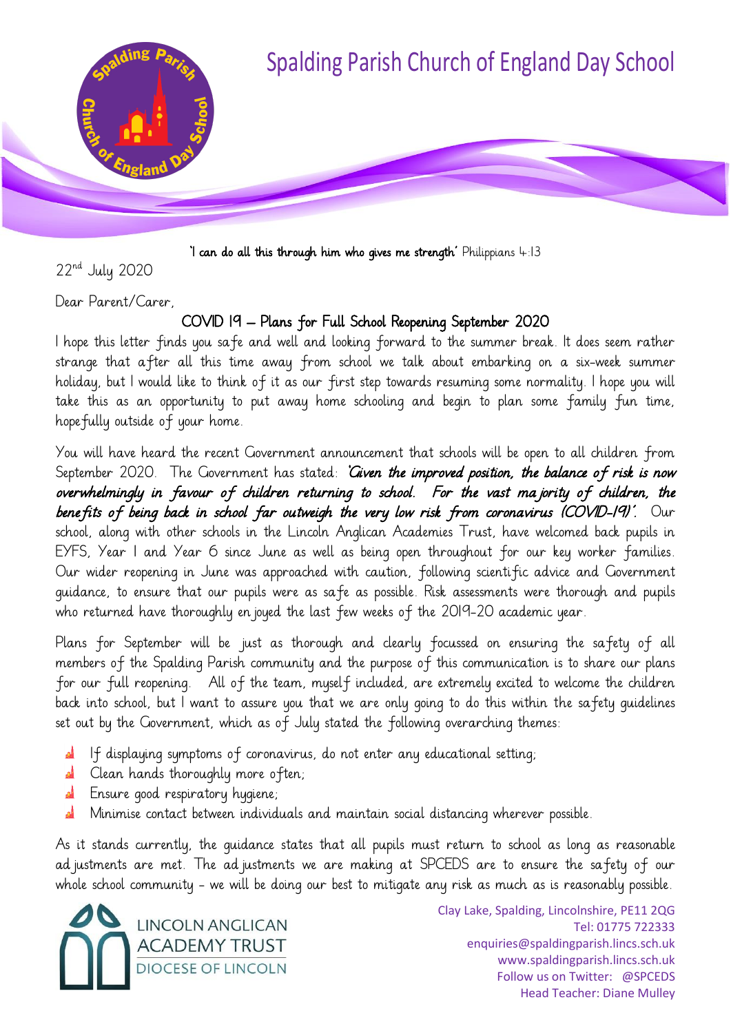# Spalding Parish Church of England Day School

'**I can do all this through him who gives me strength**' Philippians 4:13

22nd July 2020

Dear Parent/Carer,

## COVID 19 – Plans for Full School Reopening September 2020

I hope this letter finds you safe and well and looking forward to the summer break. It does seem rather strange that after all this time away from school we talk about embarking on a six-week summer holiday, but I would like to think of it as our first step towards resuming some normality. I hope you will take this as an opportunity to put away home schooling and begin to plan some family fun time, hopefully outside of your home.

You will have heard the recent Government announcement that schools will be open to all children from September 2020. The Government has stated: ***'Given the improved position, the balance of risk is now overwhelmingly in favour of children returning to school. For the vast majority of children, the benefits of being back in school far outweigh the very low risk from coronavirus (COVID-19)'.*** Our school, along with other schools in the Lincoln Anglican Academies Trust, have welcomed back pupils in EYFS, Year 1 and Year 6 since June as well as being open throughout for our key worker families. Our wider reopening in June was approached with caution, following scientific advice and Government guidance, to ensure that our pupils were as safe as possible. Risk assessments were thorough and pupils who returned have thoroughly enjoyed the last few weeks of the 2019-20 academic year.

Plans for September will be just as thorough and clearly focussed on ensuring the safety of all members of the Spalding Parish community and the purpose of this communication is to share our plans for our full reopening. All of the team, myself included, are extremely excited to welcome the children back into school, but I want to assure you that we are only going to do this within the safety guidelines set out by the Government, which as of July stated the following overarching themes:

- If displaying symptoms of coronavirus, do not enter any educational setting;
- Clean hands thoroughly more often;
- Ensure good respiratory hygiene;
- Minimise contact between individuals and maintain social distancing wherever possible.

As it stands currently, the guidance states that all pupils must return to school as long as reasonable adjustments are met. The adjustments we are making at SPCEDS are to ensure the safety of our whole school community - we will be doing our best to mitigate any risk as much as is reasonably possible.

LINCOLN ANGLICAN ACADEMY TRUST
DIOCESE OF LINCOLN

Clay Lake, Spalding, Lincolnshire, PE11 2QG
Tel: 01775 722333
enquiries@spaldingparish.lincs.sch.uk
www.spaldingparish.lincs.sch.uk
Follow us on Twitter: @SPCEDS
Head Teacher: Diane Mulley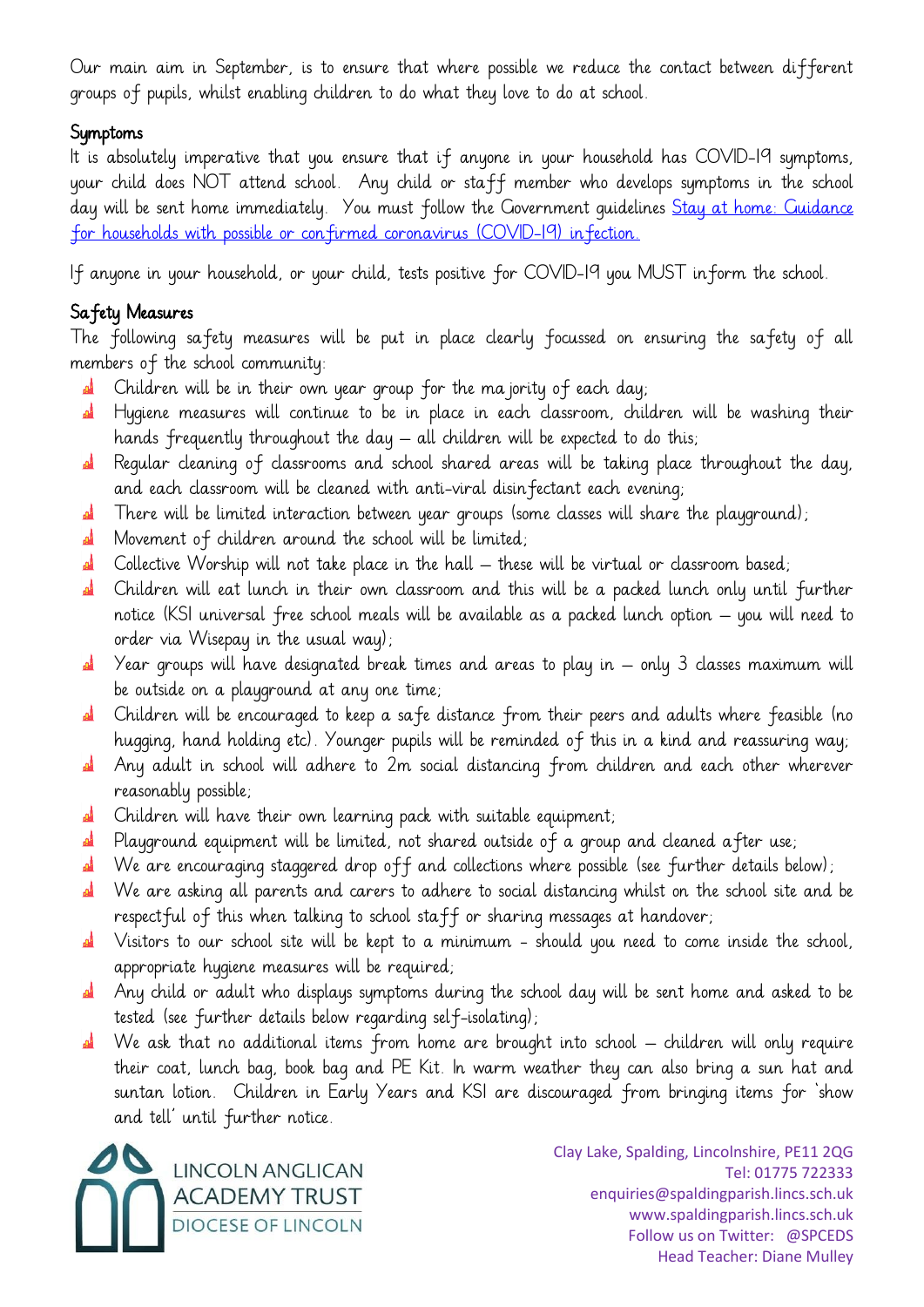Our main aim in September, is to ensure that where possible we reduce the contact between different groups of pupils, whilst enabling children to do what they love to do at school.

## Symptoms

It is absolutely imperative that you ensure that if anyone in your household has COVID-19 symptoms, your child does NOT attend school. Any child or staff member who develops symptoms in the school day will be sent home immediately. You must follow the Government guidelines [Stay at home: Guidance for households with possible or confirmed coronavirus (COVID-19) infection.]()

If anyone in your household, or your child, tests positive for COVID-19 you MUST inform the school.

## Safety Measures

The following safety measures will be put in place clearly focussed on ensuring the safety of all members of the school community:

- Children will be in their own year group for the majority of each day;
- Hygiene measures will continue to be in place in each classroom, children will be washing their hands frequently throughout the day – all children will be expected to do this;
- Regular cleaning of classrooms and school shared areas will be taking place throughout the day, and each classroom will be cleaned with anti-viral disinfectant each evening;
- There will be limited interaction between year groups (some classes will share the playground);
- Movement of children around the school will be limited;
- Collective Worship will not take place in the hall – these will be virtual or classroom based;
- Children will eat lunch in their own classroom and this will be a packed lunch only until further notice (KS1 universal free school meals will be available as a packed lunch option – you will need to order via Wisepay in the usual way);
- Year groups will have designated break times and areas to play in – only 3 classes maximum will be outside on a playground at any one time;
- Children will be encouraged to keep a safe distance from their peers and adults where feasible (no hugging, hand holding etc). Younger pupils will be reminded of this in a kind and reassuring way;
- Any adult in school will adhere to 2m social distancing from children and each other wherever reasonably possible;
- Children will have their own learning pack with suitable equipment;
- Playground equipment will be limited, not shared outside of a group and cleaned after use;
- We are encouraging staggered drop off and collections where possible (see further details below);
- We are asking all parents and carers to adhere to social distancing whilst on the school site and be respectful of this when talking to school staff or sharing messages at handover;
- Visitors to our school site will be kept to a minimum - should you need to come inside the school, appropriate hygiene measures will be required;
- Any child or adult who displays symptoms during the school day will be sent home and asked to be tested (see further details below regarding self-isolating);
- We ask that no additional items from home are brought into school – children will only require their coat, lunch bag, book bag and PE Kit. In warm weather they can also bring a sun hat and suntan lotion. Children in Early Years and KS1 are discouraged from bringing items for 'show and tell' until further notice.

LINCOLN ANGLICAN ACADEMY TRUST
DIOCESE OF LINCOLN

Clay Lake, Spalding, Lincolnshire, PE11 2QG
Tel: 01775 722333
enquiries@spaldingparish.lincs.sch.uk
www.spaldingparish.lincs.sch.uk
Follow us on Twitter: @SPCEDS
Head Teacher: Diane Mulley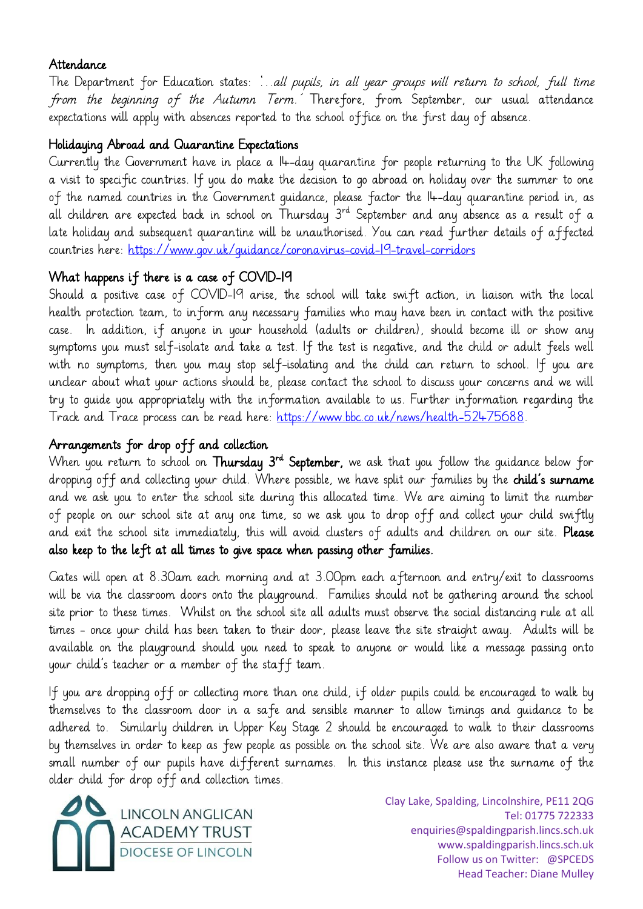## Attendance

The Department for Education states: '…*all pupils, in all year groups will return to school, full time from the beginning of the Autumn Term.*' Therefore, from September, our usual attendance expectations will apply with absences reported to the school office on the first day of absence.

## Holidaying Abroad and Quarantine Expectations

Currently the Government have in place a 14-day quarantine for people returning to the UK following a visit to specific countries. If you do make the decision to go abroad on holiday over the summer to one of the named countries in the Government guidance, please factor the 14-day quarantine period in, as all children are expected back in school on Thursday 3rd September and any absence as a result of a late holiday and subsequent quarantine will be unauthorised. You can read further details of affected countries here: https://www.gov.uk/guidance/coronavirus-covid-19-travel-corridors

## What happens if there is a case of COVID-19

Should a positive case of COVID-19 arise, the school will take swift action, in liaison with the local health protection team, to inform any necessary families who may have been in contact with the positive case. In addition, if anyone in your household (adults or children), should become ill or show any symptoms you must self-isolate and take a test. If the test is negative, and the child or adult feels well with no symptoms, then you may stop self-isolating and the child can return to school. If you are unclear about what your actions should be, please contact the school to discuss your concerns and we will try to guide you appropriately with the information available to us. Further information regarding the Track and Trace process can be read here: https://www.bbc.co.uk/news/health-52475688.

## Arrangements for drop off and collection

When you return to school on **Thursday 3rd September,** we ask that you follow the guidance below for dropping off and collecting your child. Where possible, we have split our families by the **child's surname** and we ask you to enter the school site during this allocated time. We are aiming to limit the number of people on our school site at any one time, so we ask you to drop off and collect your child swiftly and exit the school site immediately, this will avoid clusters of adults and children on our site. **Please also keep to the left at all times to give space when passing other families.**

Gates will open at 8.30am each morning and at 3.00pm each afternoon and entry/exit to classrooms will be via the classroom doors onto the playground. Families should not be gathering around the school site prior to these times. Whilst on the school site all adults must observe the social distancing rule at all times – once your child has been taken to their door, please leave the site straight away. Adults will be available on the playground should you need to speak to anyone or would like a message passing onto your child's teacher or a member of the staff team.

If you are dropping off or collecting more than one child, if older pupils could be encouraged to walk by themselves to the classroom door in a safe and sensible manner to allow timings and guidance to be adhered to. Similarly children in Upper Key Stage 2 should be encouraged to walk to their classrooms by themselves in order to keep as few people as possible on the school site. We are also aware that a very small number of our pupils have different surnames. In this instance please use the surname of the older child for drop off and collection times.

LINCOLN ANGLICAN ACADEMY TRUST
DIOCESE OF LINCOLN

Clay Lake, Spalding, Lincolnshire, PE11 2QG
Tel: 01775 722333
enquiries@spaldingparish.lincs.sch.uk
www.spaldingparish.lincs.sch.uk
Follow us on Twitter: @SPCEDS
Head Teacher: Diane Mulley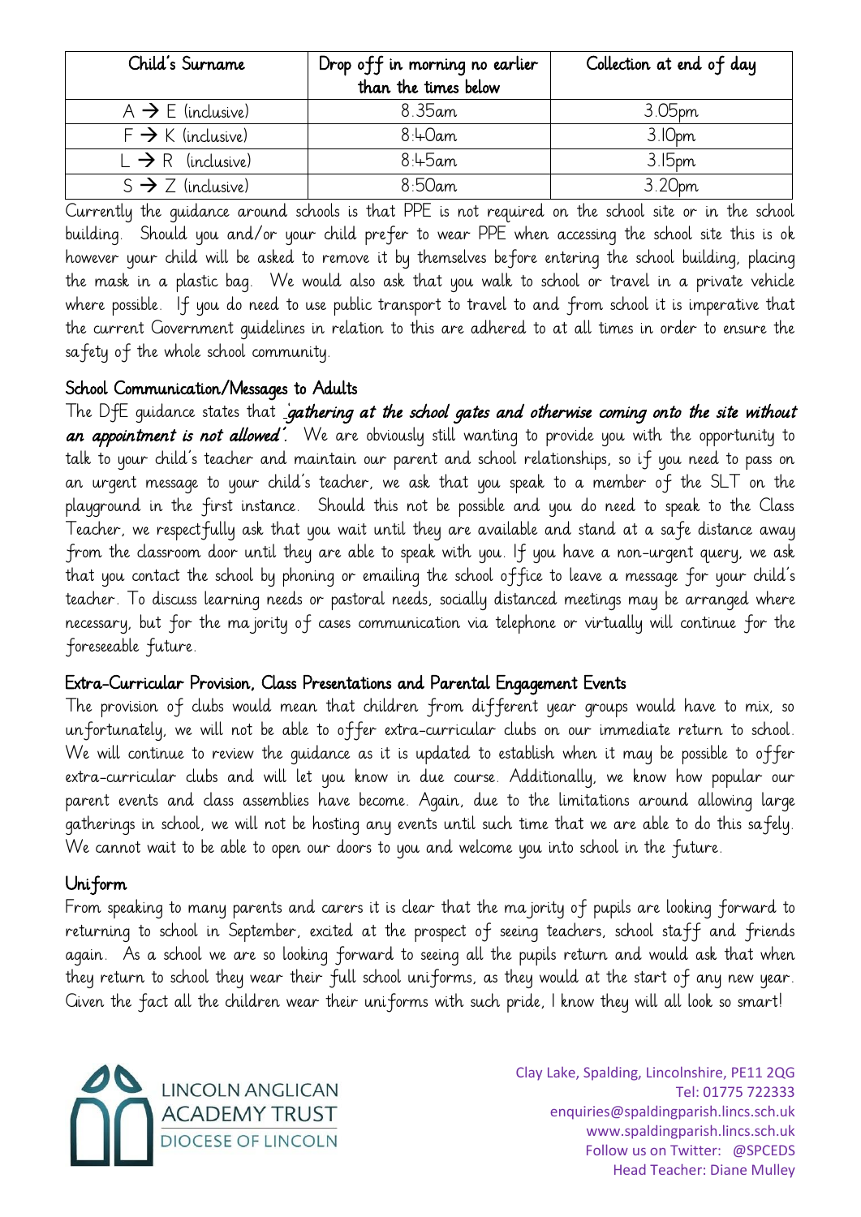| Child's Surname | Drop off in morning no earlier than the times below | Collection at end of day |
| --- | --- | --- |
| A → E (inclusive) | 8.35am | 3.05pm |
| F → K (inclusive) | 8:40am | 3.10pm |
| L → R (inclusive) | 8:45am | 3.15pm |
| S → Z (inclusive) | 8:50am | 3.20pm |

Currently the guidance around schools is that PPE is not required on the school site or in the school building. Should you and/or your child prefer to wear PPE when accessing the school site this is ok however your child will be asked to remove it by themselves before entering the school building, placing the mask in a plastic bag. We would also ask that you walk to school or travel in a private vehicle where possible. If you do need to use public transport to travel to and from school it is imperative that the current Government guidelines in relation to this are adhered to at all times in order to ensure the safety of the whole school community.

## School Communication/Messages to Adults

The DfE guidance states that '***gathering at the school gates and otherwise coming onto the site without an appointment is not allowed***'. We are obviously still wanting to provide you with the opportunity to talk to your child's teacher and maintain our parent and school relationships, so if you need to pass on an urgent message to your child's teacher, we ask that you speak to a member of the SLT on the playground in the first instance. Should this not be possible and you do need to speak to the Class Teacher, we respectfully ask that you wait until they are available and stand at a safe distance away from the classroom door until they are able to speak with you. If you have a non-urgent query, we ask that you contact the school by phoning or emailing the school office to leave a message for your child's teacher. To discuss learning needs or pastoral needs, socially distanced meetings may be arranged where necessary, but for the majority of cases communication via telephone or virtually will continue for the foreseeable future.

## Extra-Curricular Provision, Class Presentations and Parental Engagement Events

The provision of clubs would mean that children from different year groups would have to mix, so unfortunately, we will not be able to offer extra-curricular clubs on our immediate return to school. We will continue to review the guidance as it is updated to establish when it may be possible to offer extra-curricular clubs and will let you know in due course. Additionally, we know how popular our parent events and class assemblies have become. Again, due to the limitations around allowing large gatherings in school, we will not be hosting any events until such time that we are able to do this safely. We cannot wait to be able to open our doors to you and welcome you into school in the future.

## Uniform

From speaking to many parents and carers it is clear that the majority of pupils are looking forward to returning to school in September, excited at the prospect of seeing teachers, school staff and friends again. As a school we are so looking forward to seeing all the pupils return and would ask that when they return to school they wear their full school uniforms, as they would at the start of any new year. Given the fact all the children wear their uniforms with such pride, I know they will all look so smart!

LINCOLN ANGLICAN ACADEMY TRUST
DIOCESE OF LINCOLN

Clay Lake, Spalding, Lincolnshire, PE11 2QG
Tel: 01775 722333
enquiries@spaldingparish.lincs.sch.uk
www.spaldingparish.lincs.sch.uk
Follow us on Twitter: @SPCEDS
Head Teacher: Diane Mulley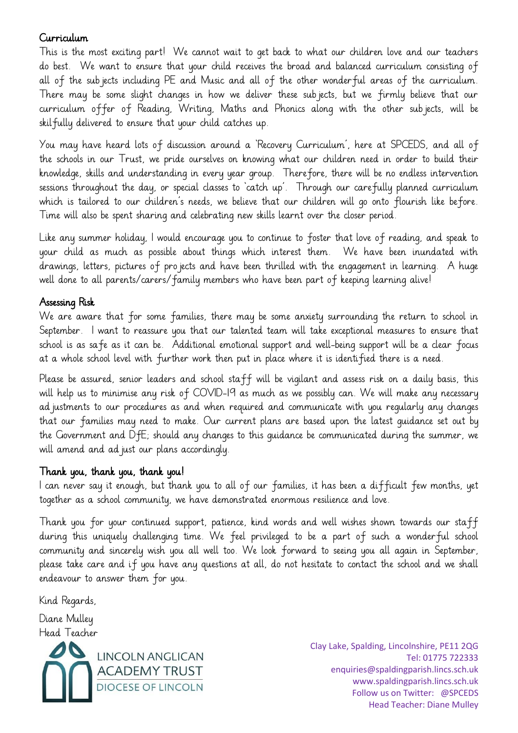## Curriculum

This is the most exciting part! We cannot wait to get back to what our children love and our teachers do best. We want to ensure that your child receives the broad and balanced curriculum consisting of all of the subjects including PE and Music and all of the other wonderful areas of the curriculum. There may be some slight changes in how we deliver these subjects, but we firmly believe that our curriculum offer of Reading, Writing, Maths and Phonics along with the other subjects, will be skilfully delivered to ensure that your child catches up.

You may have heard lots of discussion around a 'Recovery Curriculum', here at SPCEDS, and all of the schools in our Trust, we pride ourselves on knowing what our children need in order to build their knowledge, skills and understanding in every year group. Therefore, there will be no endless intervention sessions throughout the day, or special classes to 'catch up'. Through our carefully planned curriculum which is tailored to our children's needs, we believe that our children will go onto flourish like before. Time will also be spent sharing and celebrating new skills learnt over the closer period.

Like any summer holiday, I would encourage you to continue to foster that love of reading, and speak to your child as much as possible about things which interest them. We have been inundated with drawings, letters, pictures of projects and have been thrilled with the engagement in learning. A huge well done to all parents/carers/family members who have been part of keeping learning alive!

## Assessing Risk

We are aware that for some families, there may be some anxiety surrounding the return to school in September. I want to reassure you that our talented team will take exceptional measures to ensure that school is as safe as it can be. Additional emotional support and well-being support will be a clear focus at a whole school level with further work then put in place where it is identified there is a need.

Please be assured, senior leaders and school staff will be vigilant and assess risk on a daily basis, this will help us to minimise any risk of COVID-19 as much as we possibly can. We will make any necessary adjustments to our procedures as and when required and communicate with you regularly any changes that our families may need to make. Our current plans are based upon the latest guidance set out by the Government and DfE; should any changes to this guidance be communicated during the summer, we will amend and adjust our plans accordingly.

## Thank you, thank you, thank you!

I can never say it enough, but thank you to all of our families, it has been a difficult few months, yet together as a school community, we have demonstrated enormous resilience and love.

Thank you for your continued support, patience, kind words and well wishes shown towards our staff during this uniquely challenging time. We feel privileged to be a part of such a wonderful school community and sincerely wish you all well too. We look forward to seeing you all again in September, please take care and if you have any questions at all, do not hesitate to contact the school and we shall endeavour to answer them for you.

Kind Regards,

Diane Mulley
Head Teacher

LINCOLN ANGLICAN ACADEMY TRUST
DIOCESE OF LINCOLN

Clay Lake, Spalding, Lincolnshire, PE11 2QG
Tel: 01775 722333
enquiries@spaldingparish.lincs.sch.uk
www.spaldingparish.lincs.sch.uk
Follow us on Twitter: @SPCEDS
Head Teacher: Diane Mulley